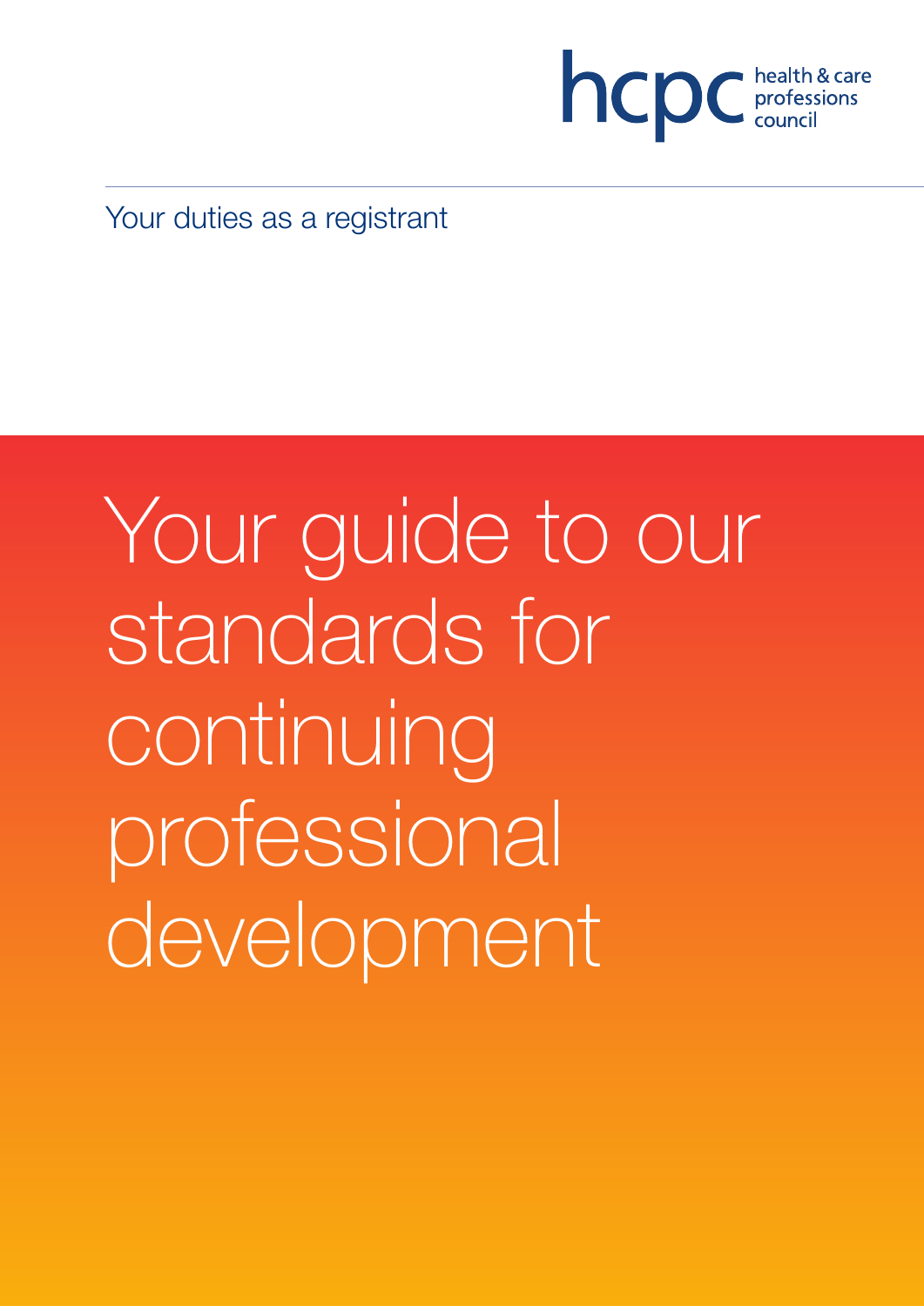hcpc health & care professions council

Your duties as a registrant

# Your guide to our standards for continuing professional development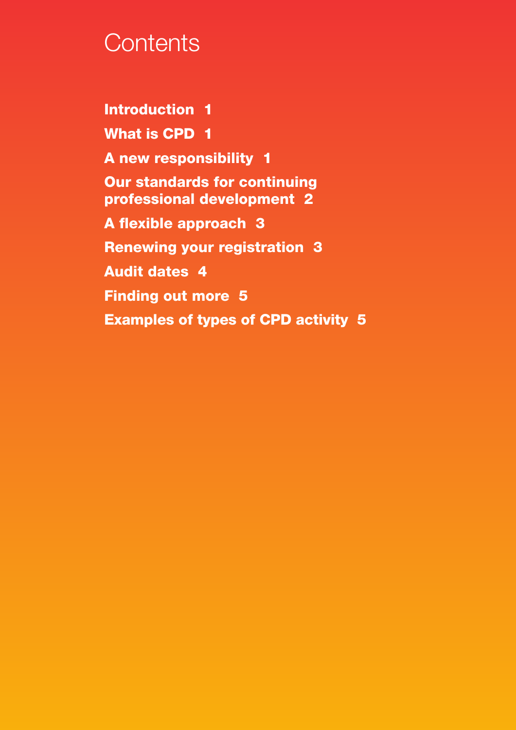# Contents

**Introduction 1**

**What is CPD 1**

**A new responsibility 1**

**Our standards for continuing professional development 2**

**A flexible approach 3**

**Renewing your registration 3**

**Audit dates 4**

**Finding out more 5**

**Examples of types of CPD activity 5**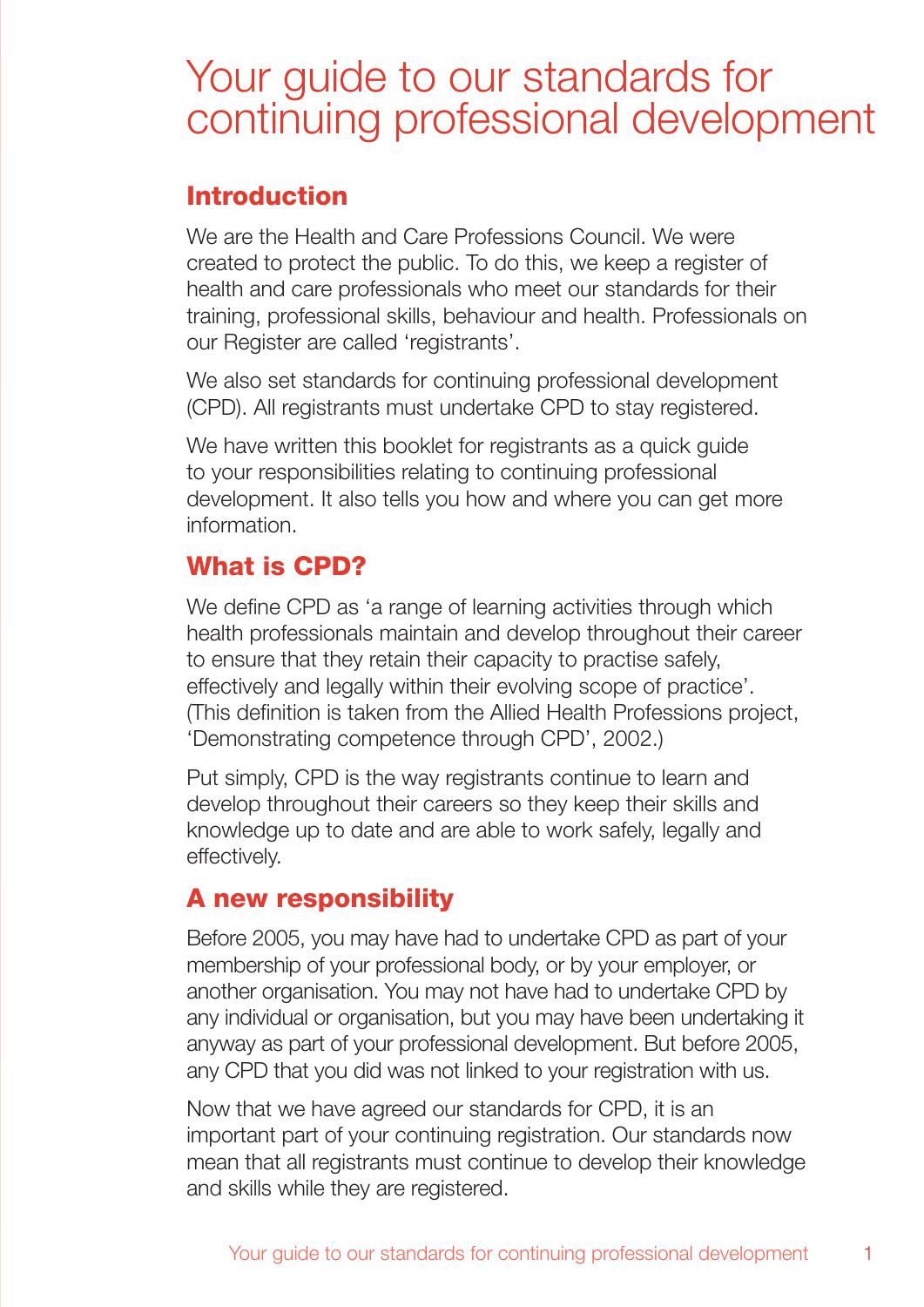# Your guide to our standards for continuing professional development

## Introduction

We are the Health and Care Professions Council. We were created to protect the public. To do this, we keep a register of health and care professionals who meet our standards for their training, professional skills, behaviour and health. Professionals on our Register are called 'registrants'.

We also set standards for continuing professional development (CPD). All registrants must undertake CPD to stay registered.

We have written this booklet for registrants as a quick guide to your responsibilities relating to continuing professional development. It also tells you how and where you can get more information.

## What is CPD?

We define CPD as 'a range of learning activities through which health professionals maintain and develop throughout their career to ensure that they retain their capacity to practise safely, effectively and legally within their evolving scope of practice'. (This definition is taken from the Allied Health Professions project, 'Demonstrating competence through CPD', 2002.)

Put simply, CPD is the way registrants continue to learn and develop throughout their careers so they keep their skills and knowledge up to date and are able to work safely, legally and effectively.

## A new responsibility

Before 2005, you may have had to undertake CPD as part of your membership of your professional body, or by your employer, or another organisation. You may not have had to undertake CPD by any individual or organisation, but you may have been undertaking it anyway as part of your professional development. But before 2005, any CPD that you did was not linked to your registration with us.

Now that we have agreed our standards for CPD, it is an important part of your continuing registration. Our standards now mean that all registrants must continue to develop their knowledge and skills while they are registered.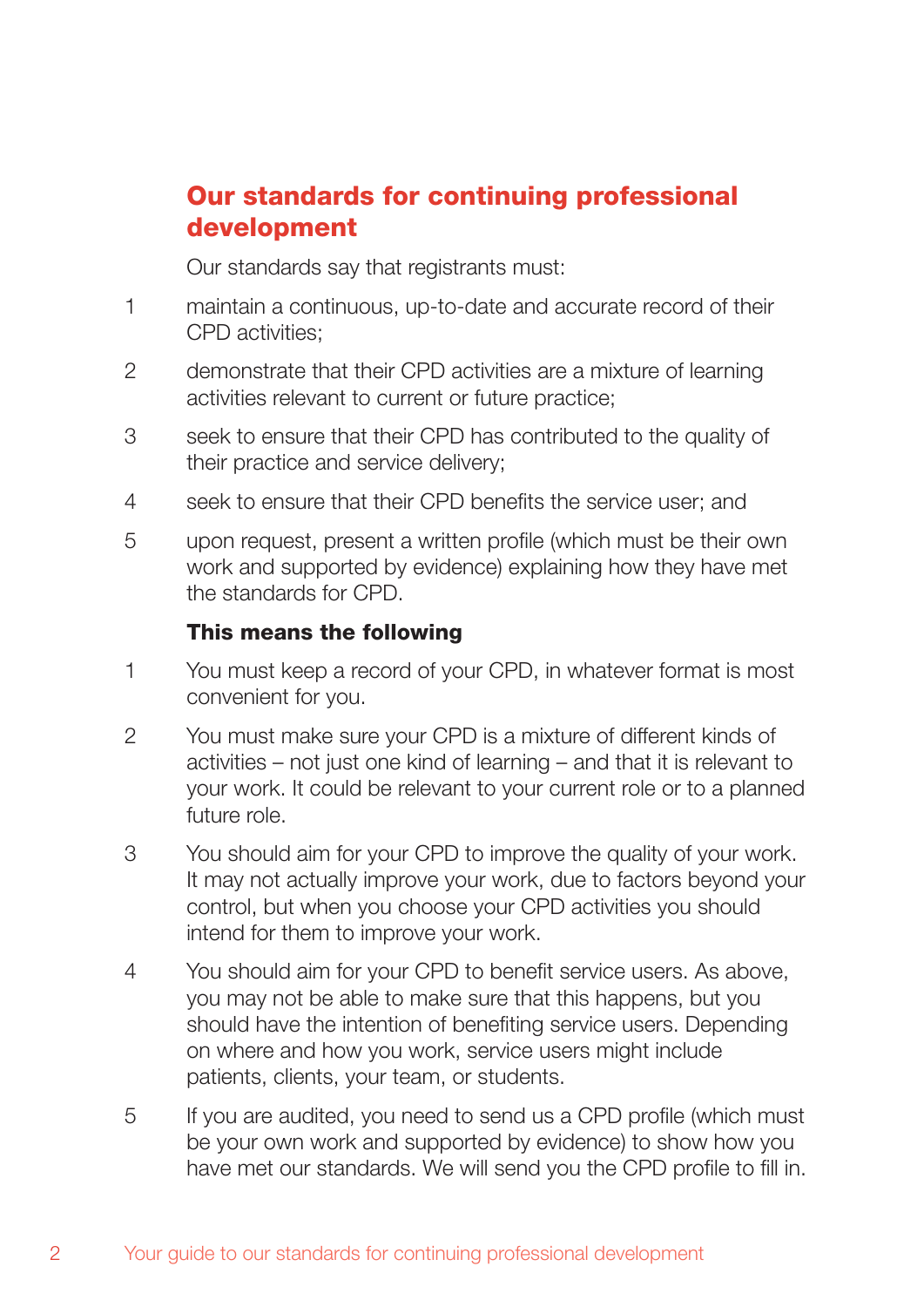## Our standards for continuing professional development

Our standards say that registrants must:

1. maintain a continuous, up-to-date and accurate record of their CPD activities;
2. demonstrate that their CPD activities are a mixture of learning activities relevant to current or future practice;
3. seek to ensure that their CPD has contributed to the quality of their practice and service delivery;
4. seek to ensure that their CPD benefits the service user; and
5. upon request, present a written profile (which must be their own work and supported by evidence) explaining how they have met the standards for CPD.

### This means the following

1. You must keep a record of your CPD, in whatever format is most convenient for you.
2. You must make sure your CPD is a mixture of different kinds of activities – not just one kind of learning – and that it is relevant to your work. It could be relevant to your current role or to a planned future role.
3. You should aim for your CPD to improve the quality of your work. It may not actually improve your work, due to factors beyond your control, but when you choose your CPD activities you should intend for them to improve your work.
4. You should aim for your CPD to benefit service users. As above, you may not be able to make sure that this happens, but you should have the intention of benefiting service users. Depending on where and how you work, service users might include patients, clients, your team, or students.
5. If you are audited, you need to send us a CPD profile (which must be your own work and supported by evidence) to show how you have met our standards. We will send you the CPD profile to fill in.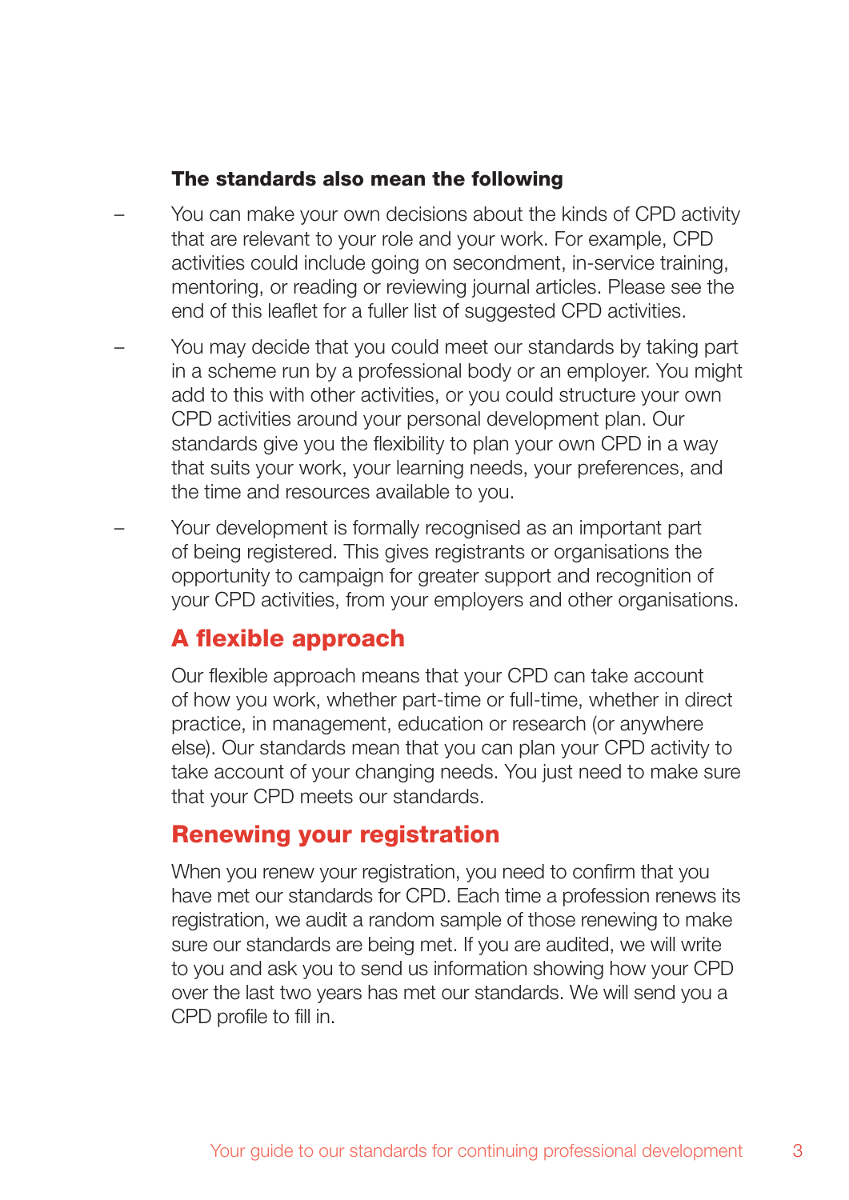**The standards also mean the following**

- You can make your own decisions about the kinds of CPD activity that are relevant to your role and your work. For example, CPD activities could include going on secondment, in-service training, mentoring, or reading or reviewing journal articles. Please see the end of this leaflet for a fuller list of suggested CPD activities.
- You may decide that you could meet our standards by taking part in a scheme run by a professional body or an employer. You might add to this with other activities, or you could structure your own CPD activities around your personal development plan. Our standards give you the flexibility to plan your own CPD in a way that suits your work, your learning needs, your preferences, and the time and resources available to you.
- Your development is formally recognised as an important part of being registered. This gives registrants or organisations the opportunity to campaign for greater support and recognition of your CPD activities, from your employers and other organisations.

## A flexible approach

Our flexible approach means that your CPD can take account of how you work, whether part-time or full-time, whether in direct practice, in management, education or research (or anywhere else). Our standards mean that you can plan your CPD activity to take account of your changing needs. You just need to make sure that your CPD meets our standards.

## Renewing your registration

When you renew your registration, you need to confirm that you have met our standards for CPD. Each time a profession renews its registration, we audit a random sample of those renewing to make sure our standards are being met. If you are audited, we will write to you and ask you to send us information showing how your CPD over the last two years has met our standards. We will send you a CPD profile to fill in.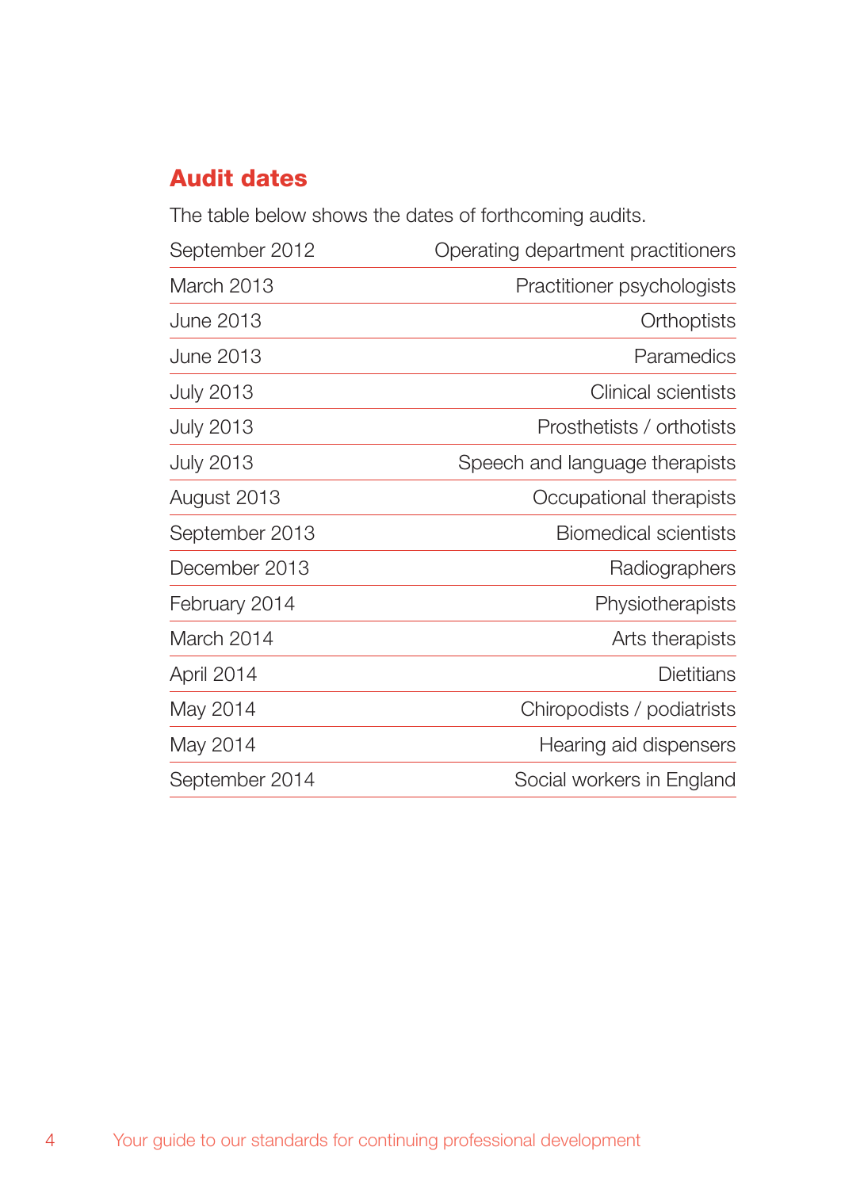## Audit dates

The table below shows the dates of forthcoming audits.

| | |
|---|---|
| September 2012 | Operating department practitioners |
| March 2013 | Practitioner psychologists |
| June 2013 | Orthoptists |
| June 2013 | Paramedics |
| July 2013 | Clinical scientists |
| July 2013 | Prosthetists / orthotists |
| July 2013 | Speech and language therapists |
| August 2013 | Occupational therapists |
| September 2013 | Biomedical scientists |
| December 2013 | Radiographers |
| February 2014 | Physiotherapists |
| March 2014 | Arts therapists |
| April 2014 | Dietitians |
| May 2014 | Chiropodists / podiatrists |
| May 2014 | Hearing aid dispensers |
| September 2014 | Social workers in England |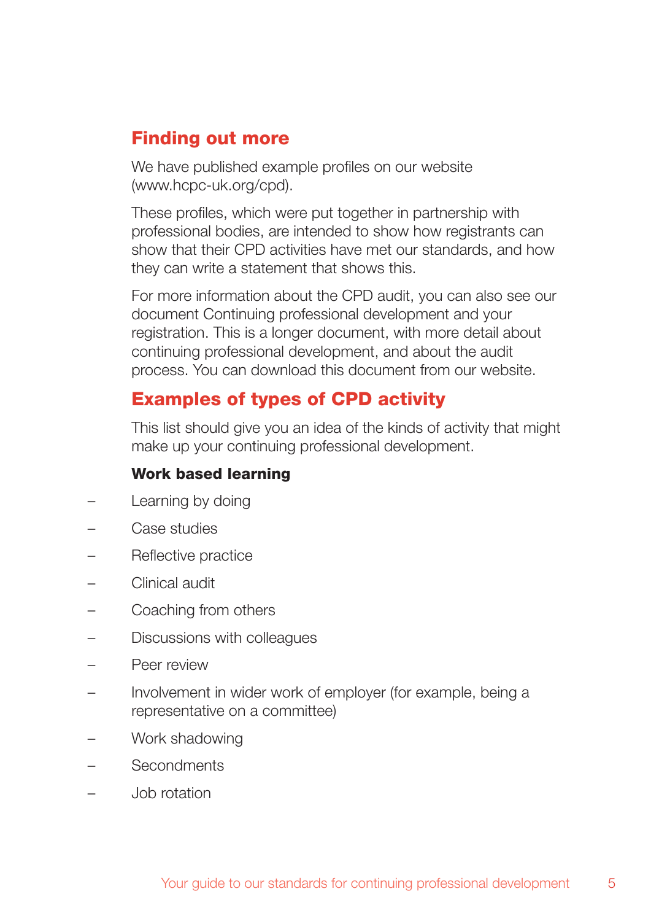## Finding out more

We have published example profiles on our website (www.hcpc-uk.org/cpd).

These profiles, which were put together in partnership with professional bodies, are intended to show how registrants can show that their CPD activities have met our standards, and how they can write a statement that shows this.

For more information about the CPD audit, you can also see our document Continuing professional development and your registration. This is a longer document, with more detail about continuing professional development, and about the audit process. You can download this document from our website.

## Examples of types of CPD activity

This list should give you an idea of the kinds of activity that might make up your continuing professional development.

**Work based learning**

- Learning by doing
- Case studies
- Reflective practice
- Clinical audit
- Coaching from others
- Discussions with colleagues
- Peer review
- Involvement in wider work of employer (for example, being a representative on a committee)
- Work shadowing
- Secondments
- Job rotation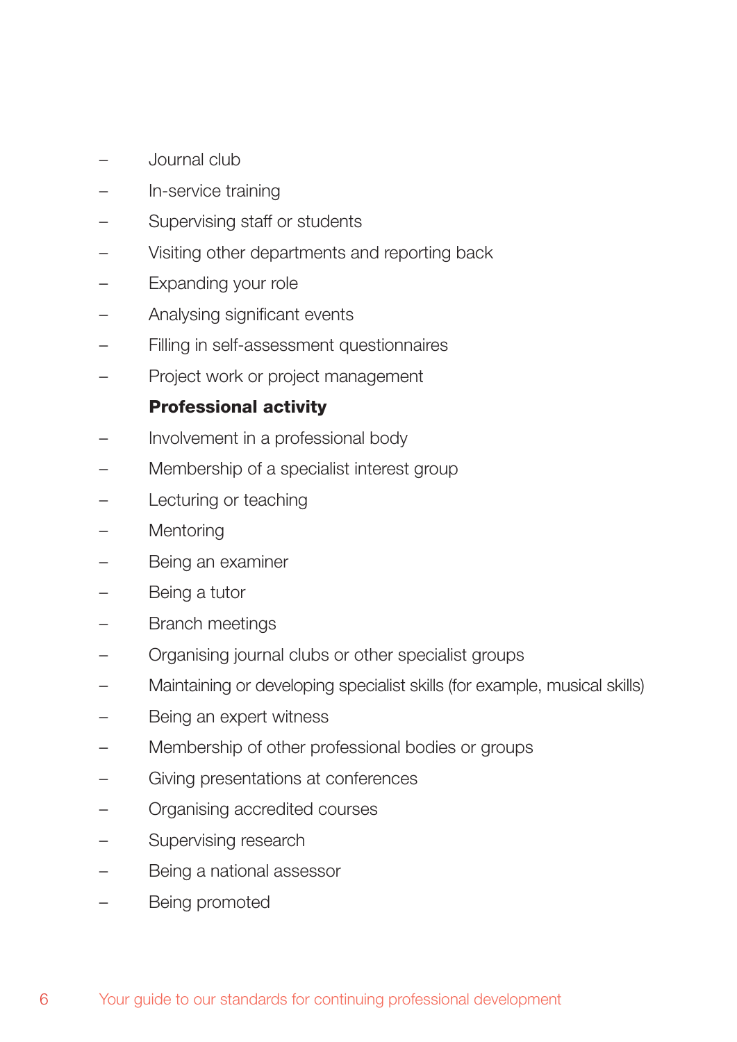- Journal club
- In-service training
- Supervising staff or students
- Visiting other departments and reporting back
- Expanding your role
- Analysing significant events
- Filling in self-assessment questionnaires
- Project work or project management

**Professional activity**

- Involvement in a professional body
- Membership of a specialist interest group
- Lecturing or teaching
- Mentoring
- Being an examiner
- Being a tutor
- Branch meetings
- Organising journal clubs or other specialist groups
- Maintaining or developing specialist skills (for example, musical skills)
- Being an expert witness
- Membership of other professional bodies or groups
- Giving presentations at conferences
- Organising accredited courses
- Supervising research
- Being a national assessor
- Being promoted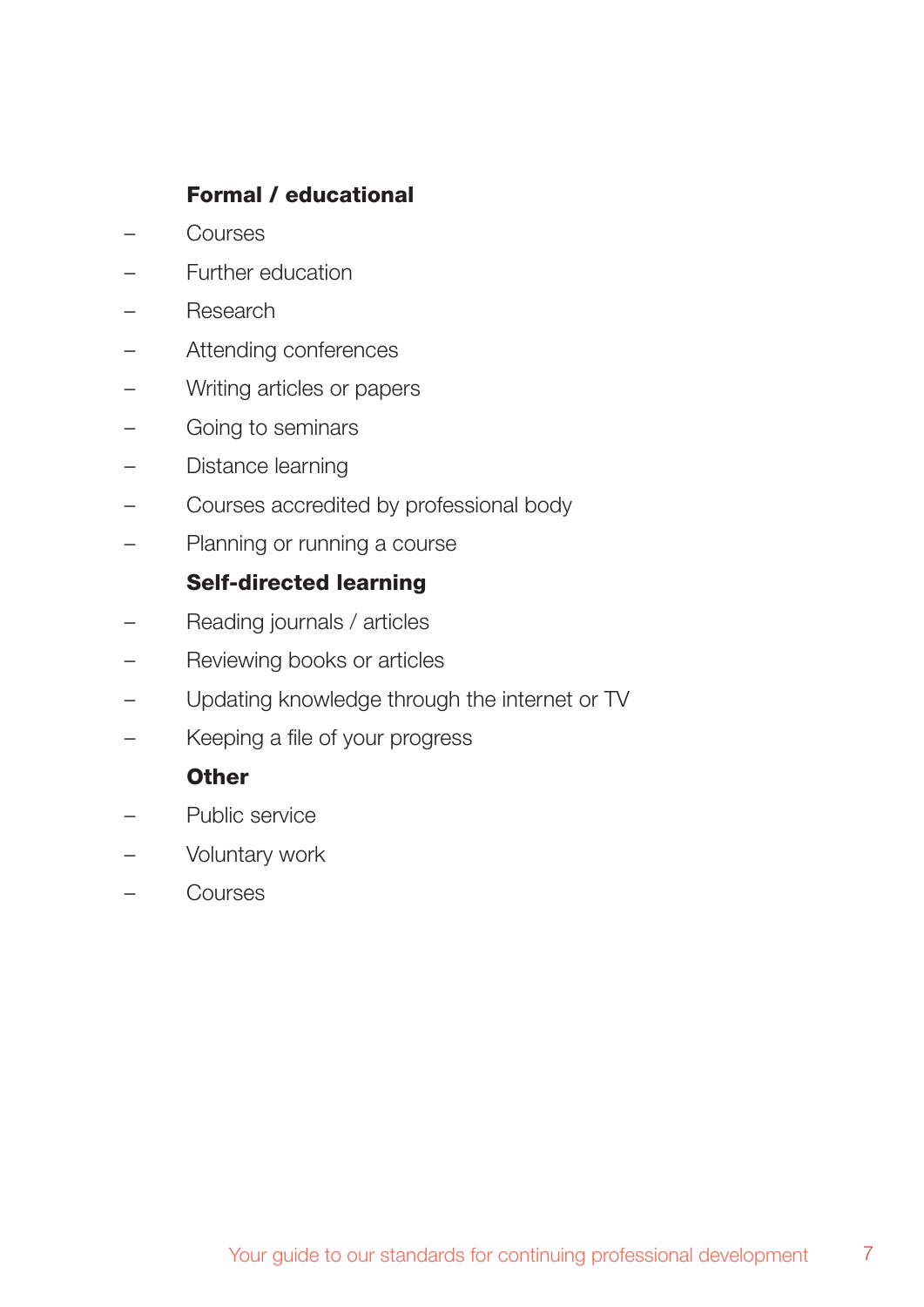**Formal / educational**

- Courses
- Further education
- Research
- Attending conferences
- Writing articles or papers
- Going to seminars
- Distance learning
- Courses accredited by professional body
- Planning or running a course

**Self-directed learning**

- Reading journals / articles
- Reviewing books or articles
- Updating knowledge through the internet or TV
- Keeping a file of your progress

**Other**

- Public service
- Voluntary work
- Courses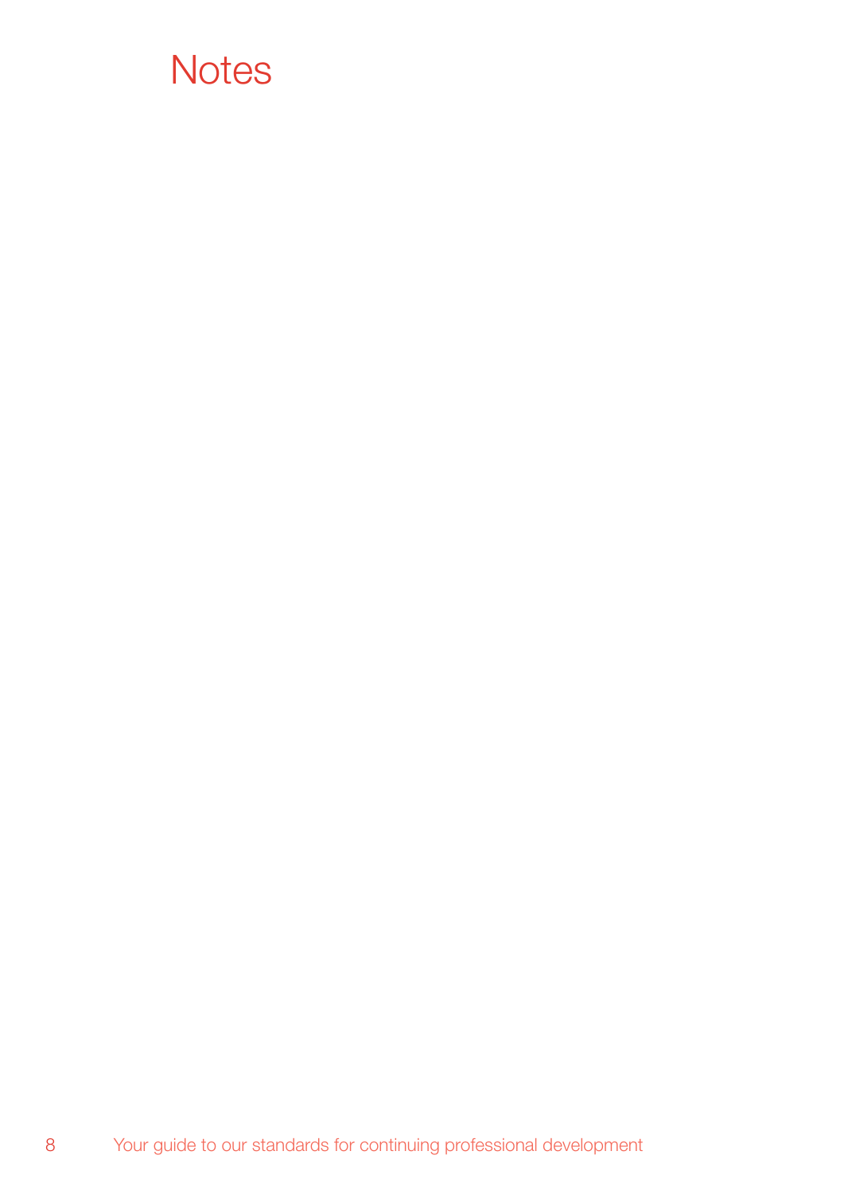# Notes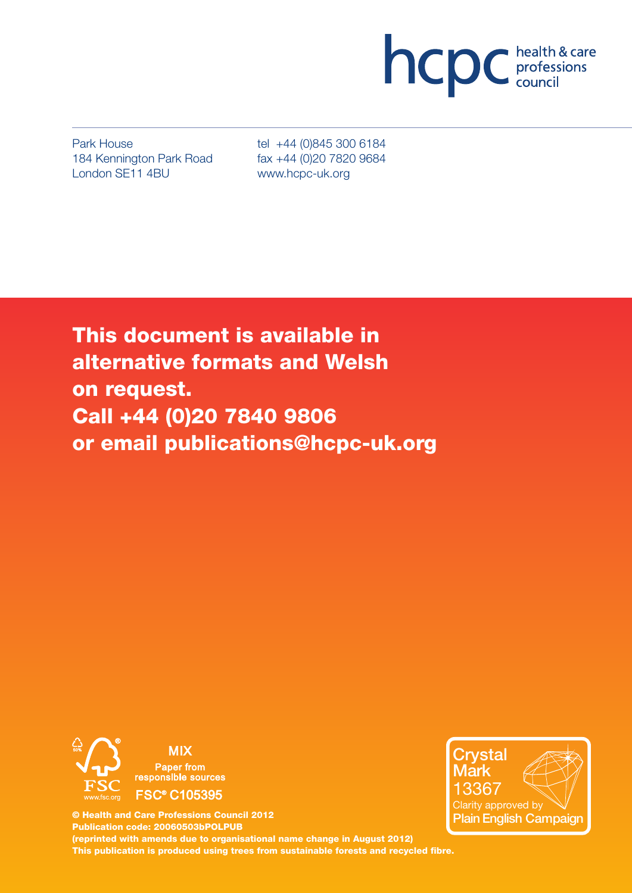hcpc health & care professions council

Park House
184 Kennington Park Road
London SE11 4BU

tel +44 (0)845 300 6184
fax +44 (0)20 7820 9684
www.hcpc-uk.org

**This document is available in alternative formats and Welsh on request.**
**Call +44 (0)20 7840 9806**
**or email publications@hcpc-uk.org**

MIX
Paper from responsible sources
FSC® C105395

Crystal Mark 13367
Clarity approved by Plain English Campaign

**© Health and Care Professions Council 2012**
**Publication code: 20060503bPOLPUB**
**(reprinted with amends due to organisational name change in August 2012)**
**This publication is produced using trees from sustainable forests and recycled fibre.**